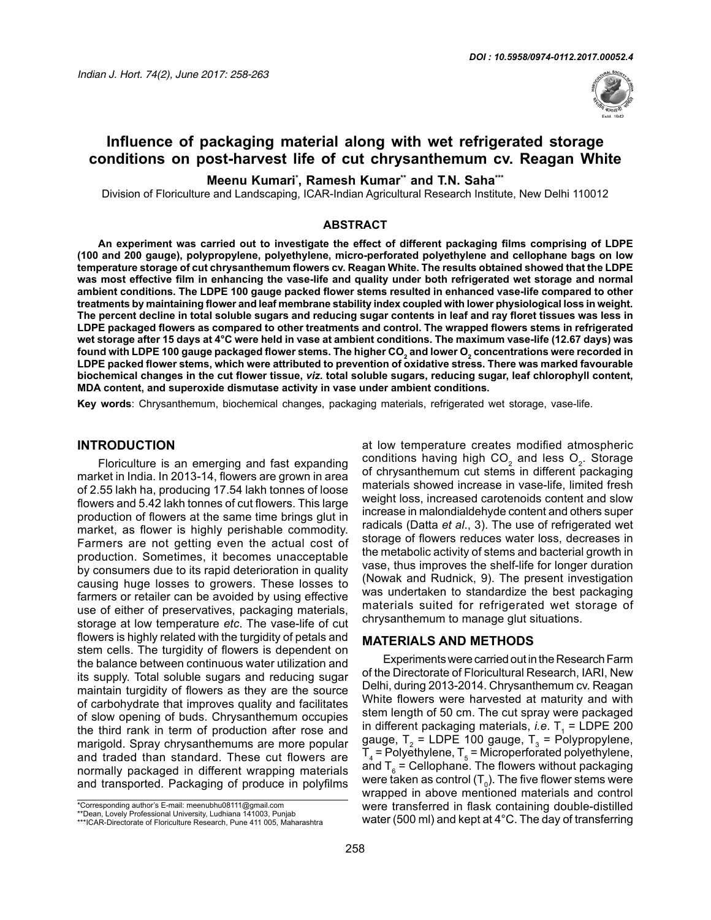DOI : 10.5958/0974-0112.2017.00052.4

# Influence of packaging material along with wet refrigerated storage conditions on post-harvest life of cut chrysanthemum cv. Reagan White

**Meenu Kumari[*], Ramesh Kumar[**] and T.N. Saha[***]**

Division of Floriculture and Landscaping, ICAR-Indian Agricultural Research Institute, New Delhi 110012

## ABSTRACT

**An experiment was carried out to investigate the effect of different packaging films comprising of LDPE (100 and 200 gauge), polypropylene, polyethylene, micro-perforated polyethylene and cellophane bags on low temperature storage of cut chrysanthemum flowers cv. Reagan White. The results obtained showed that the LDPE was most effective film in enhancing the vase-life and quality under both refrigerated wet storage and normal ambient conditions. The LDPE 100 gauge packed flower stems resulted in enhanced vase-life compared to other treatments by maintaining flower and leaf membrane stability index coupled with lower physiological loss in weight. The percent decline in total soluble sugars and reducing sugar contents in leaf and ray floret tissues was less in LDPE packaged flowers as compared to other treatments and control. The wrapped flowers stems in refrigerated wet storage after 15 days at 4°C were held in vase at ambient conditions. The maximum vase-life (12.67 days) was found with LDPE 100 gauge packaged flower stems. The higher $CO_2$ and lower $O_2$ concentrations were recorded in LDPE packed flower stems, which were attributed to prevention of oxidative stress. There was marked favourable biochemical changes in the cut flower tissue, *viz.* total soluble sugars, reducing sugar, leaf chlorophyll content, MDA content, and superoxide dismutase activity in vase under ambient conditions.**

**Key words**: Chrysanthemum, biochemical changes, packaging materials, refrigerated wet storage, vase-life.

## INTRODUCTION

Floriculture is an emerging and fast expanding market in India. In 2013-14, flowers are grown in area of 2.55 lakh ha, producing 17.54 lakh tonnes of loose flowers and 5.42 lakh tonnes of cut flowers. This large production of flowers at the same time brings glut in market, as flower is highly perishable commodity. Farmers are not getting even the actual cost of production. Sometimes, it becomes unacceptable by consumers due to its rapid deterioration in quality causing huge losses to growers. These losses to farmers or retailer can be avoided by using effective use of either of preservatives, packaging materials, storage at low temperature *etc*. The vase-life of cut flowers is highly related with the turgidity of petals and stem cells. The turgidity of flowers is dependent on the balance between continuous water utilization and its supply. Total soluble sugars and reducing sugar maintain turgidity of flowers as they are the source of carbohydrate that improves quality and facilitates of slow opening of buds. Chrysanthemum occupies the third rank in term of production after rose and marigold. Spray chrysanthemums are more popular and traded than standard. These cut flowers are normally packaged in different wrapping materials and transported. Packaging of produce in polyfilms at low temperature creates modified atmospheric conditions having high $CO_2$ and less $O_2$. Storage of chrysanthemum cut stems in different packaging materials showed increase in vase-life, limited fresh weight loss, increased carotenoids content and slow increase in malondialdehyde content and others super radicals (Datta *et al*., 3). The use of refrigerated wet storage of flowers reduces water loss, decreases in the metabolic activity of stems and bacterial growth in vase, thus improves the shelf-life for longer duration (Nowak and Rudnick, 9). The present investigation was undertaken to standardize the best packaging materials suited for refrigerated wet storage of chrysanthemum to manage glut situations.

## MATERIALS AND METHODS

Experiments were carried out in the Research Farm of the Directorate of Floricultural Research, IARI, New Delhi, during 2013-2014. Chrysanthemum cv. Reagan White flowers were harvested at maturity and with stem length of 50 cm. The cut spray were packaged in different packaging materials, *i.e.* $T_1$ = LDPE 200 gauge, $T_2$ = LDPE 100 gauge, $T_3$ = Polypropylene, $T_4$ = Polyethylene, $T_5$ = Microperforated polyethylene, and $T_6$ = Cellophane. The flowers without packaging were taken as control ($T_0$). The five flower stems were wrapped in above mentioned materials and control were transferred in flask containing double-distilled water (500 ml) and kept at 4°C. The day of transferring

---

*Corresponding author's E-mail: meenubhu08111@gmail.com

**Dean, Lovely Professional University, Ludhiana 141003, Punjab

***ICAR-Directorate of Floriculture Research, Pune 411 005, Maharashtra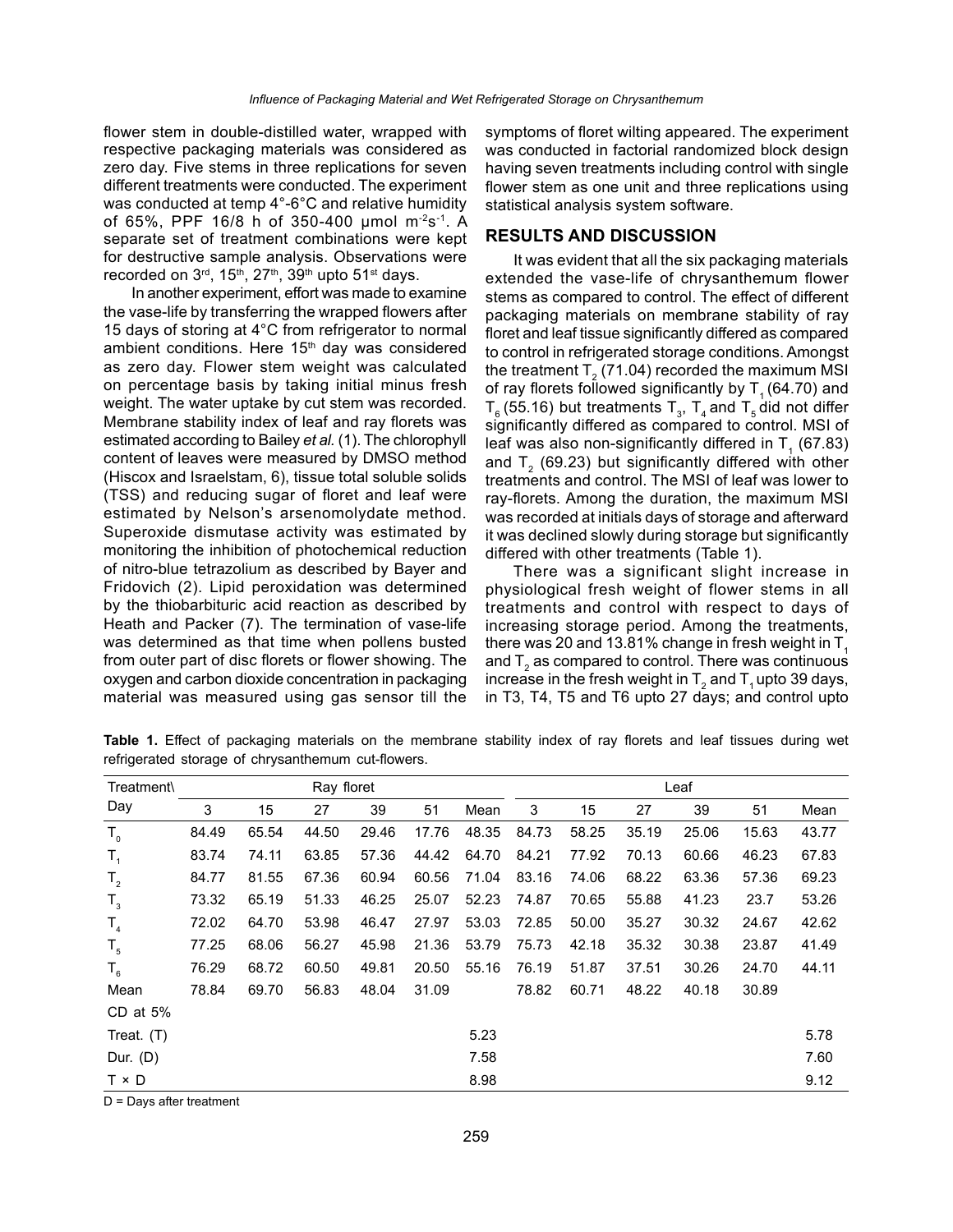flower stem in double-distilled water, wrapped with respective packaging materials was considered as zero day. Five stems in three replications for seven different treatments were conducted. The experiment was conducted at temp 4°-6°C and relative humidity of 65%, PPF 16/8 h of 350-400 µmol $m^{-2}s^{-1}$. A separate set of treatment combinations were kept for destructive sample analysis. Observations were recorded on 3rd, 15th, 27th, 39th upto 51st days.

In another experiment, effort was made to examine the vase-life by transferring the wrapped flowers after 15 days of storing at 4°C from refrigerator to normal ambient conditions. Here 15th day was considered as zero day. Flower stem weight was calculated on percentage basis by taking initial minus fresh weight. The water uptake by cut stem was recorded. Membrane stability index of leaf and ray florets was estimated according to Bailey *et al.* (1). The chlorophyll content of leaves were measured by DMSO method (Hiscox and Israelstam, 6), tissue total soluble solids (TSS) and reducing sugar of floret and leaf were estimated by Nelson's arsenomolydate method. Superoxide dismutase activity was estimated by monitoring the inhibition of photochemical reduction of nitro-blue tetrazolium as described by Bayer and Fridovich (2). Lipid peroxidation was determined by the thiobarbituric acid reaction as described by Heath and Packer (7). The termination of vase-life was determined as that time when pollens busted from outer part of disc florets or flower showing. The oxygen and carbon dioxide concentration in packaging material was measured using gas sensor till the symptoms of floret wilting appeared. The experiment was conducted in factorial randomized block design having seven treatments including control with single flower stem as one unit and three replications using statistical analysis system software.

## RESULTS AND DISCUSSION

It was evident that all the six packaging materials extended the vase-life of chrysanthemum flower stems as compared to control. The effect of different packaging materials on membrane stability of ray floret and leaf tissue significantly differed as compared to control in refrigerated storage conditions. Amongst the treatment $T_2$ (71.04) recorded the maximum MSI of ray florets followed significantly by $T_1$ (64.70) and $T_6$ (55.16) but treatments $T_3$, $T_4$ and $T_5$ did not differ significantly differed as compared to control. MSI of leaf was also non-significantly differed in $T_1$ (67.83) and $T_2$ (69.23) but significantly differed with other treatments and control. The MSI of leaf was lower to ray-florets. Among the duration, the maximum MSI was recorded at initials days of storage and afterward it was declined slowly during storage but significantly differed with other treatments (Table 1).

There was a significant slight increase in physiological fresh weight of flower stems in all treatments and control with respect to days of increasing storage period. Among the treatments, there was 20 and 13.81% change in fresh weight in $T_1$ and $T_2$ as compared to control. There was continuous increase in the fresh weight in $T_2$ and $T_1$ upto 39 days, in T3, T4, T5 and T6 upto 27 days; and control upto

**Table 1.** Effect of packaging materials on the membrane stability index of ray florets and leaf tissues during wet refrigerated storage of chrysanthemum cut-flowers.

| Treatment\Day | Ray floret | | | | | | Leaf | | | | | |
|---|---|---|---|---|---|---|---|---|---|---|---|---|
| | 3 | 15 | 27 | 39 | 51 | Mean | 3 | 15 | 27 | 39 | 51 | Mean |
| $T_0$ | 84.49 | 65.54 | 44.50 | 29.46 | 17.76 | 48.35 | 84.73 | 58.25 | 35.19 | 25.06 | 15.63 | 43.77 |
| $T_1$ | 83.74 | 74.11 | 63.85 | 57.36 | 44.42 | 64.70 | 84.21 | 77.92 | 70.13 | 60.66 | 46.23 | 67.83 |
| $T_2$ | 84.77 | 81.55 | 67.36 | 60.94 | 60.56 | 71.04 | 83.16 | 74.06 | 68.22 | 63.36 | 57.36 | 69.23 |
| $T_3$ | 73.32 | 65.19 | 51.33 | 46.25 | 25.07 | 52.23 | 74.87 | 70.65 | 55.88 | 41.23 | 23.7 | 53.26 |
| $T_4$ | 72.02 | 64.70 | 53.98 | 46.47 | 27.97 | 53.03 | 72.85 | 50.00 | 35.27 | 30.32 | 24.67 | 42.62 |
| $T_5$ | 77.25 | 68.06 | 56.27 | 45.98 | 21.36 | 53.79 | 75.73 | 42.18 | 35.32 | 30.38 | 23.87 | 41.49 |
| $T_6$ | 76.29 | 68.72 | 60.50 | 49.81 | 20.50 | 55.16 | 76.19 | 51.87 | 37.51 | 30.26 | 24.70 | 44.11 |
| Mean | 78.84 | 69.70 | 56.83 | 48.04 | 31.09 | | 78.82 | 60.71 | 48.22 | 40.18 | 30.89 | |
| CD at 5% | | | | | | | | | | | | |
| Treat. (T) | | | | | | 5.23 | | | | | | 5.78 |
| Dur. (D) | | | | | | 7.58 | | | | | | 7.60 |
| T × D | | | | | | 8.98 | | | | | | 9.12 |

D = Days after treatment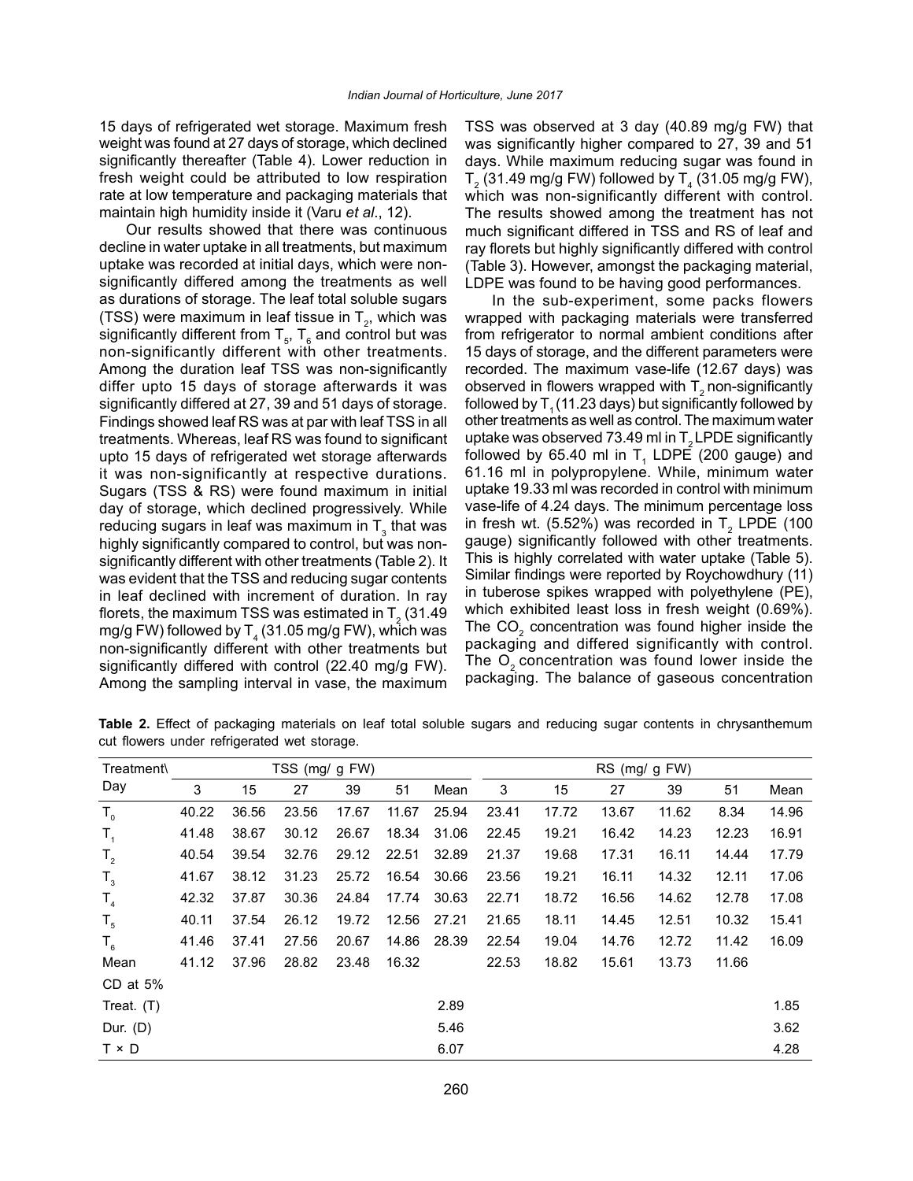15 days of refrigerated wet storage. Maximum fresh weight was found at 27 days of storage, which declined significantly thereafter (Table 4). Lower reduction in fresh weight could be attributed to low respiration rate at low temperature and packaging materials that maintain high humidity inside it (Varu *et al*., 12).

Our results showed that there was continuous decline in water uptake in all treatments, but maximum uptake was recorded at initial days, which were non-significantly differed among the treatments as well as durations of storage. The leaf total soluble sugars (TSS) were maximum in leaf tissue in $T_2$, which was significantly different from $T_5$, $T_6$ and control but was non-significantly different with other treatments. Among the duration leaf TSS was non-significantly differ upto 15 days of storage afterwards it was significantly differed at 27, 39 and 51 days of storage. Findings showed leaf RS was at par with leaf TSS in all treatments. Whereas, leaf RS was found to significant upto 15 days of refrigerated wet storage afterwards it was non-significantly at respective durations. Sugars (TSS & RS) were found maximum in initial day of storage, which declined progressively. While reducing sugars in leaf was maximum in $T_3$ that was highly significantly compared to control, but was non-significantly different with other treatments (Table 2). It was evident that the TSS and reducing sugar contents in leaf declined with increment of duration. In ray florets, the maximum TSS was estimated in $T_2$ (31.49 mg/g FW) followed by $T_4$ (31.05 mg/g FW), which was non-significantly different with other treatments but significantly differed with control (22.40 mg/g FW). Among the sampling interval in vase, the maximum TSS was observed at 3 day (40.89 mg/g FW) that was significantly higher compared to 27, 39 and 51 days. While maximum reducing sugar was found in $T_2$ (31.49 mg/g FW) followed by $T_4$ (31.05 mg/g FW), which was non-significantly different with control. The results showed among the treatment has not much significant differed in TSS and RS of leaf and ray florets but highly significantly differed with control (Table 3). However, amongst the packaging material, LDPE was found to be having good performances.

In the sub-experiment, some packs flowers wrapped with packaging materials were transferred from refrigerator to normal ambient conditions after 15 days of storage, and the different parameters were recorded. The maximum vase-life (12.67 days) was observed in flowers wrapped with $T_2$ non-significantly followed by $T_1$ (11.23 days) but significantly followed by other treatments as well as control. The maximum water uptake was observed 73.49 ml in $T_2$ LPDE significantly followed by 65.40 ml in $T_1$ LDPE (200 gauge) and 61.16 ml in polypropylene. While, minimum water uptake 19.33 ml was recorded in control with minimum vase-life of 4.24 days. The minimum percentage loss in fresh wt. (5.52%) was recorded in $T_2$ LPDE (100 gauge) significantly followed with other treatments. This is highly correlated with water uptake (Table 5). Similar findings were reported by Roychowdhury (11) in tuberose spikes wrapped with polyethylene (PE), which exhibited least loss in fresh weight (0.69%). The $CO_2$ concentration was found higher inside the packaging and differed significantly with control. The $O_2$ concentration was found lower inside the packaging. The balance of gaseous concentration

**Table 2.** Effect of packaging materials on leaf total soluble sugars and reducing sugar contents in chrysanthemum cut flowers under refrigerated wet storage.

| Treatment\ Day | TSS (mg/ g FW) | | | | | | RS (mg/ g FW) | | | | | |
|---|---|---|---|---|---|---|---|---|---|---|---|---|
| | 3 | 15 | 27 | 39 | 51 | Mean | 3 | 15 | 27 | 39 | 51 | Mean |
| $T_0$ | 40.22 | 36.56 | 23.56 | 17.67 | 11.67 | 25.94 | 23.41 | 17.72 | 13.67 | 11.62 | 8.34 | 14.96 |
| $T_1$ | 41.48 | 38.67 | 30.12 | 26.67 | 18.34 | 31.06 | 22.45 | 19.21 | 16.42 | 14.23 | 12.23 | 16.91 |
| $T_2$ | 40.54 | 39.54 | 32.76 | 29.12 | 22.51 | 32.89 | 21.37 | 19.68 | 17.31 | 16.11 | 14.44 | 17.79 |
| $T_3$ | 41.67 | 38.12 | 31.23 | 25.72 | 16.54 | 30.66 | 23.56 | 19.21 | 16.11 | 14.32 | 12.11 | 17.06 |
| $T_4$ | 42.32 | 37.87 | 30.36 | 24.84 | 17.74 | 30.63 | 22.71 | 18.72 | 16.56 | 14.62 | 12.78 | 17.08 |
| $T_5$ | 40.11 | 37.54 | 26.12 | 19.72 | 12.56 | 27.21 | 21.65 | 18.11 | 14.45 | 12.51 | 10.32 | 15.41 |
| $T_6$ | 41.46 | 37.41 | 27.56 | 20.67 | 14.86 | 28.39 | 22.54 | 19.04 | 14.76 | 12.72 | 11.42 | 16.09 |
| Mean | 41.12 | 37.96 | 28.82 | 23.48 | 16.32 | | 22.53 | 18.82 | 15.61 | 13.73 | 11.66 | |
| CD at 5% | | | | | | | | | | | | |
| Treat. (T) | | | | | | 2.89 | | | | | | 1.85 |
| Dur. (D) | | | | | | 5.46 | | | | | | 3.62 |
| T × D | | | | | | 6.07 | | | | | | 4.28 |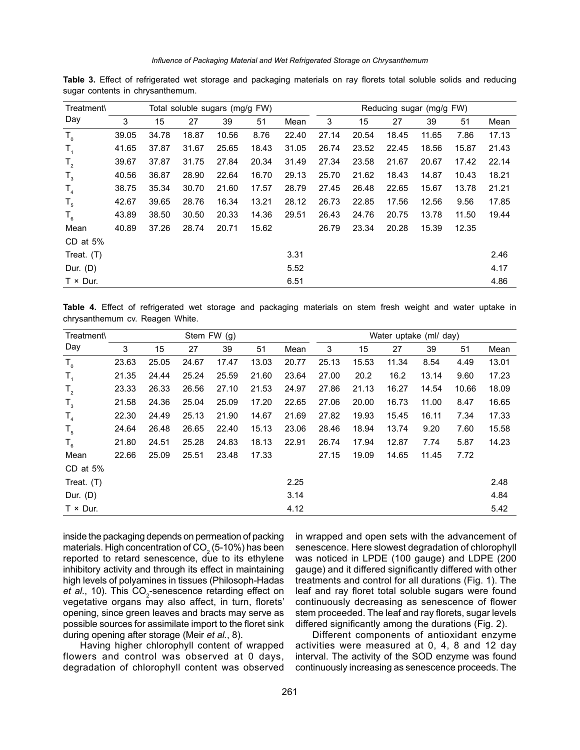**Table 3.** Effect of refrigerated wet storage and packaging materials on ray florets total soluble solids and reducing sugar contents in chrysanthemum.

| Treatment\ Day | Total soluble sugars (mg/g FW) | | | | | | Reducing sugar (mg/g FW) | | | | | |
|---|---|---|---|---|---|---|---|---|---|---|---|---|
| | 3 | 15 | 27 | 39 | 51 | Mean | 3 | 15 | 27 | 39 | 51 | Mean |
| $T_0$ | 39.05 | 34.78 | 18.87 | 10.56 | 8.76 | 22.40 | 27.14 | 20.54 | 18.45 | 11.65 | 7.86 | 17.13 |
| $T_1$ | 41.65 | 37.87 | 31.67 | 25.65 | 18.43 | 31.05 | 26.74 | 23.52 | 22.45 | 18.56 | 15.87 | 21.43 |
| $T_2$ | 39.67 | 37.87 | 31.75 | 27.84 | 20.34 | 31.49 | 27.34 | 23.58 | 21.67 | 20.67 | 17.42 | 22.14 |
| $T_3$ | 40.56 | 36.87 | 28.90 | 22.64 | 16.70 | 29.13 | 25.70 | 21.62 | 18.43 | 14.87 | 10.43 | 18.21 |
| $T_4$ | 38.75 | 35.34 | 30.70 | 21.60 | 17.57 | 28.79 | 27.45 | 26.48 | 22.65 | 15.67 | 13.78 | 21.21 |
| $T_5$ | 42.67 | 39.65 | 28.76 | 16.34 | 13.21 | 28.12 | 26.73 | 22.85 | 17.56 | 12.56 | 9.56 | 17.85 |
| $T_6$ | 43.89 | 38.50 | 30.50 | 20.33 | 14.36 | 29.51 | 26.43 | 24.76 | 20.75 | 13.78 | 11.50 | 19.44 |
| Mean | 40.89 | 37.26 | 28.74 | 20.71 | 15.62 | | 26.79 | 23.34 | 20.28 | 15.39 | 12.35 | |
| CD at 5% | | | | | | | | | | | | |
| Treat. (T) | | | | | | 3.31 | | | | | | 2.46 |
| Dur. (D) | | | | | | 5.52 | | | | | | 4.17 |
| T × Dur. | | | | | | 6.51 | | | | | | 4.86 |

**Table 4.** Effect of refrigerated wet storage and packaging materials on stem fresh weight and water uptake in chrysanthemum cv. Reagen White.

| Treatment\ Day | Stem FW (g) | | | | | | Water uptake (ml/ day) | | | | | |
|---|---|---|---|---|---|---|---|---|---|---|---|---|
| | 3 | 15 | 27 | 39 | 51 | Mean | 3 | 15 | 27 | 39 | 51 | Mean |
| $T_0$ | 23.63 | 25.05 | 24.67 | 17.47 | 13.03 | 20.77 | 25.13 | 15.53 | 11.34 | 8.54 | 4.49 | 13.01 |
| $T_1$ | 21.35 | 24.44 | 25.24 | 25.59 | 21.60 | 23.64 | 27.00 | 20.2 | 16.2 | 13.14 | 9.60 | 17.23 |
| $T_2$ | 23.33 | 26.33 | 26.56 | 27.10 | 21.53 | 24.97 | 27.86 | 21.13 | 16.27 | 14.54 | 10.66 | 18.09 |
| $T_3$ | 21.58 | 24.36 | 25.04 | 25.09 | 17.20 | 22.65 | 27.06 | 20.00 | 16.73 | 11.00 | 8.47 | 16.65 |
| $T_4$ | 22.30 | 24.49 | 25.13 | 21.90 | 14.67 | 21.69 | 27.82 | 19.93 | 15.45 | 16.11 | 7.34 | 17.33 |
| $T_5$ | 24.64 | 26.48 | 26.65 | 22.40 | 15.13 | 23.06 | 28.46 | 18.94 | 13.74 | 9.20 | 7.60 | 15.58 |
| $T_6$ | 21.80 | 24.51 | 25.28 | 24.83 | 18.13 | 22.91 | 26.74 | 17.94 | 12.87 | 7.74 | 5.87 | 14.23 |
| Mean | 22.66 | 25.09 | 25.51 | 23.48 | 17.33 | | 27.15 | 19.09 | 14.65 | 11.45 | 7.72 | |
| CD at 5% | | | | | | | | | | | | |
| Treat. (T) | | | | | | 2.25 | | | | | | 2.48 |
| Dur. (D) | | | | | | 3.14 | | | | | | 4.84 |
| T × Dur. | | | | | | 4.12 | | | | | | 5.42 |

inside the packaging depends on permeation of packing materials. High concentration of $CO_2$ (5-10%) has been reported to retard senescence, due to its ethylene inhibitory activity and through its effect in maintaining high levels of polyamines in tissues (Philosoph-Hadas *et al*., 10). This $CO_2$-senescence retarding effect on vegetative organs may also affect, in turn, florets' opening, since green leaves and bracts may serve as possible sources for assimilate import to the floret sink during opening after storage (Meir *et al*., 8).

Having higher chlorophyll content of wrapped flowers and control was observed at 0 days, degradation of chlorophyll content was observed in wrapped and open sets with the advancement of senescence. Here slowest degradation of chlorophyll was noticed in LPDE (100 gauge) and LDPE (200 gauge) and it differed significantly differed with other treatments and control for all durations (Fig. 1). The leaf and ray floret total soluble sugars were found continuously decreasing as senescence of flower stem proceeded. The leaf and ray florets, sugar levels differed significantly among the durations (Fig. 2).

Different components of antioxidant enzyme activities were measured at 0, 4, 8 and 12 day interval. The activity of the SOD enzyme was found continuously increasing as senescence proceeds. The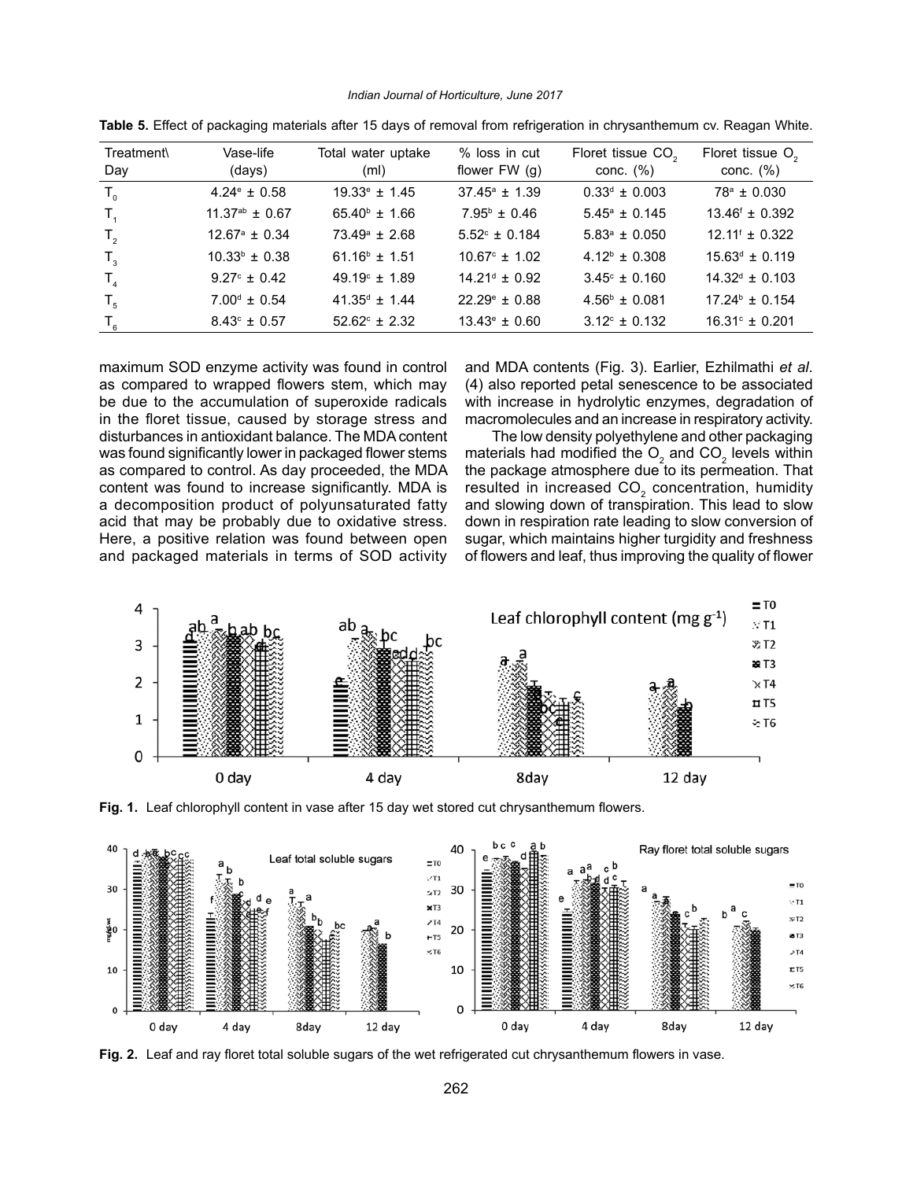**Table 5.** Effect of packaging materials after 15 days of removal from refrigeration in chrysanthemum cv. Reagan White.

| Treatment\ Day | Vase-life (days) | Total water uptake (ml) | % loss in cut flower FW (g) | Floret tissue $CO_2$ conc. (%) | Floret tissue $O_2$ conc. (%) |
|---|---|---|---|---|---|
| $T_0$ | $4.24^e \pm 0.58$ | $19.33^e \pm 1.45$ | $37.45^a \pm 1.39$ | $0.33^d \pm 0.003$ | $78^a \pm 0.030$ |
| $T_1$ | $11.37^{ab} \pm 0.67$ | $65.40^b \pm 1.66$ | $7.95^b \pm 0.46$ | $5.45^a \pm 0.145$ | $13.46^f \pm 0.392$ |
| $T_2$ | $12.67^a \pm 0.34$ | $73.49^a \pm 2.68$ | $5.52^c \pm 0.184$ | $5.83^a \pm 0.050$ | $12.11^f \pm 0.322$ |
| $T_3$ | $10.33^b \pm 0.38$ | $61.16^b \pm 1.51$ | $10.67^c \pm 1.02$ | $4.12^b \pm 0.308$ | $15.63^d \pm 0.119$ |
| $T_4$ | $9.27^c \pm 0.42$ | $49.19^c \pm 1.89$ | $14.21^d \pm 0.92$ | $3.45^c \pm 0.160$ | $14.32^d \pm 0.103$ |
| $T_5$ | $7.00^d \pm 0.54$ | $41.35^d \pm 1.44$ | $22.29^e \pm 0.88$ | $4.56^b \pm 0.081$ | $17.24^b \pm 0.154$ |
| $T_6$ | $8.43^c \pm 0.57$ | $52.62^c \pm 2.32$ | $13.43^e \pm 0.60$ | $3.12^c \pm 0.132$ | $16.31^c \pm 0.201$ |

maximum SOD enzyme activity was found in control as compared to wrapped flowers stem, which may be due to the accumulation of superoxide radicals in the floret tissue, caused by storage stress and disturbances in antioxidant balance. The MDA content was found significantly lower in packaged flower stems as compared to control. As day proceeded, the MDA content was found to increase significantly. MDA is a decomposition product of polyunsaturated fatty acid that may be probably due to oxidative stress. Here, a positive relation was found between open and packaged materials in terms of SOD activity and MDA contents (Fig. 3). Earlier, Ezhilmathi *et al*. (4) also reported petal senescence to be associated with increase in hydrolytic enzymes, degradation of macromolecules and an increase in respiratory activity.

The low density polyethylene and other packaging materials had modified the $O_2$ and $CO_2$ levels within the package atmosphere due to its permeation. That resulted in increased $CO_2$ concentration, humidity and slowing down of transpiration. This lead to slow down in respiration rate leading to slow conversion of sugar, which maintains higher turgidity and freshness of flowers and leaf, thus improving the quality of flower

**Fig. 1.** Leaf chlorophyll content in vase after 15 day wet stored cut chrysanthemum flowers.

**Fig. 2.** Leaf and ray floret total soluble sugars of the wet refrigerated cut chrysanthemum flowers in vase.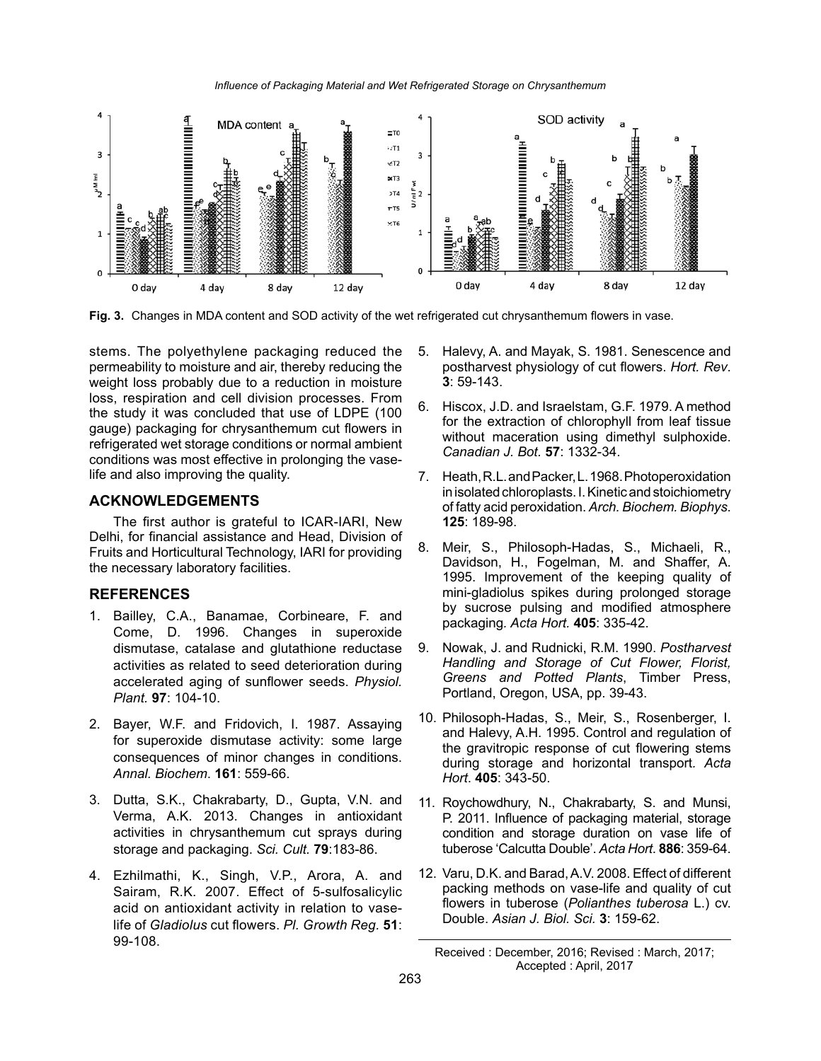MDA content

SOD activity

0 day 4 day 8 day 12 day

T0 T1 T2 T3 T4 T5 T6

**Fig. 3.** Changes in MDA content and SOD activity of the wet refrigerated cut chrysanthemum flowers in vase.

stems. The polyethylene packaging reduced the permeability to moisture and air, thereby reducing the weight loss probably due to a reduction in moisture loss, respiration and cell division processes. From the study it was concluded that use of LDPE (100 gauge) packaging for chrysanthemum cut flowers in refrigerated wet storage conditions or normal ambient conditions was most effective in prolonging the vase-life and also improving the quality.

## ACKNOWLEDGEMENTS

The first author is grateful to ICAR-IARI, New Delhi, for financial assistance and Head, Division of Fruits and Horticultural Technology, IARI for providing the necessary laboratory facilities.

## REFERENCES

1. Bailley, C.A., Banamae, Corbineare, F. and Come, D. 1996. Changes in superoxide dismutase, catalase and glutathione reductase activities as related to seed deterioration during accelerated aging of sunflower seeds. *Physiol. Plant.* **97**: 104-10.
2. Bayer, W.F. and Fridovich, I. 1987. Assaying for superoxide dismutase activity: some large consequences of minor changes in conditions. *Annal. Biochem.* **161**: 559-66.
3. Dutta, S.K., Chakrabarty, D., Gupta, V.N. and Verma, A.K. 2013. Changes in antioxidant activities in chrysanthemum cut sprays during storage and packaging. *Sci. Cult.* **79**:183-86.
4. Ezhilmathi, K., Singh, V.P., Arora, A. and Sairam, R.K. 2007. Effect of 5-sulfosalicylic acid on antioxidant activity in relation to vase-life of *Gladiolus* cut flowers. *Pl. Growth Reg.* **51**: 99-108.
5. Halevy, A. and Mayak, S. 1981. Senescence and postharvest physiology of cut flowers. *Hort. Rev*. **3**: 59-143.
6. Hiscox, J.D. and Israelstam, G.F. 1979. A method for the extraction of chlorophyll from leaf tissue without maceration using dimethyl sulphoxide. *Canadian J. Bot.* **57**: 1332-34.
7. Heath, R.L. and Packer, L. 1968. Photoperoxidation in isolated chloroplasts. I. Kinetic and stoichiometry of fatty acid peroxidation. *Arch. Biochem. Biophys*. **125**: 189-98.
8. Meir, S., Philosoph-Hadas, S., Michaeli, R., Davidson, H., Fogelman, M. and Shaffer, A. 1995. Improvement of the keeping quality of mini-gladiolus spikes during prolonged storage by sucrose pulsing and modified atmosphere packaging. *Acta Hort.* **405**: 335-42.
9. Nowak, J. and Rudnicki, R.M. 1990. *Postharvest Handling and Storage of Cut Flower, Florist, Greens and Potted Plants*, Timber Press, Portland, Oregon, USA, pp. 39-43.
10. Philosoph-Hadas, S., Meir, S., Rosenberger, I. and Halevy, A.H. 1995. Control and regulation of the gravitropic response of cut flowering stems during storage and horizontal transport. *Acta Hort*. **405**: 343-50.
11. Roychowdhury, N., Chakrabarty, S. and Munsi, P. 2011. Influence of packaging material, storage condition and storage duration on vase life of tuberose 'Calcutta Double'. *Acta Hort.* **886**: 359-64.
12. Varu, D.K. and Barad, A.V. 2008. Effect of different packing methods on vase-life and quality of cut flowers in tuberose (*Polianthes tuberosa* L.) cv. Double. *Asian J. Biol. Sci.* **3**: 159-62.

Received : December, 2016; Revised : March, 2017; Accepted : April, 2017